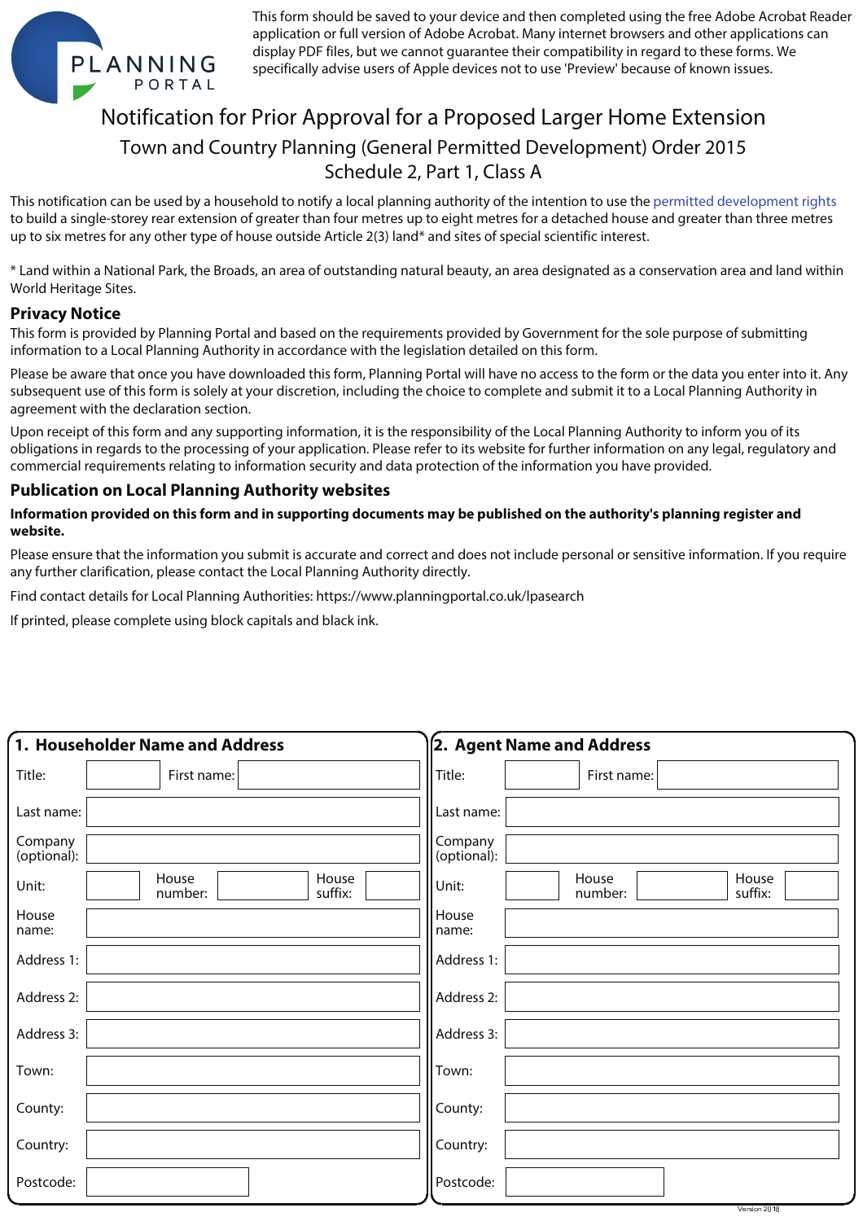PLANNING PORTAL

This form should be saved to your device and then completed using the free Adobe Acrobat Reader application or full version of Adobe Acrobat. Many internet browsers and other applications can display PDF files, but we cannot guarantee their compatibility in regard to these forms. We specifically advise users of Apple devices not to use 'Preview' because of known issues.

# Notification for Prior Approval for a Proposed Larger Home Extension

## Town and Country Planning (General Permitted Development) Order 2015
## Schedule 2, Part 1, Class A

This notification can be used by a household to notify a local planning authority of the intention to use the permitted development rights to build a single-storey rear extension of greater than four metres up to eight metres for a detached house and greater than three metres up to six metres for any other type of house outside Article 2(3) land* and sites of special scientific interest.

* Land within a National Park, the Broads, an area of outstanding natural beauty, an area designated as a conservation area and land within World Heritage Sites.

### Privacy Notice

This form is provided by Planning Portal and based on the requirements provided by Government for the sole purpose of submitting information to a Local Planning Authority in accordance with the legislation detailed on this form.

Please be aware that once you have downloaded this form, Planning Portal will have no access to the form or the data you enter into it. Any subsequent use of this form is solely at your discretion, including the choice to complete and submit it to a Local Planning Authority in agreement with the declaration section.

Upon receipt of this form and any supporting information, it is the responsibility of the Local Planning Authority to inform you of its obligations in regards to the processing of your application. Please refer to its website for further information on any legal, regulatory and commercial requirements relating to information security and data protection of the information you have provided.

### Publication on Local Planning Authority websites

**Information provided on this form and in supporting documents may be published on the authority's planning register and website.**

Please ensure that the information you submit is accurate and correct and does not include personal or sensitive information. If you require any further clarification, please contact the Local Planning Authority directly.

Find contact details for Local Planning Authorities: https://www.planningportal.co.uk/lpasearch

If printed, please complete using block capitals and black ink.

### 1. Householder Name and Address

| | |
|---|---|
| Title: | First name: |
| Last name: | |
| Company (optional): | |
| Unit: | House number: / House suffix: |
| House name: | |
| Address 1: | |
| Address 2: | |
| Address 3: | |
| Town: | |
| County: | |
| Country: | |
| Postcode: | |

### 2. Agent Name and Address

| | |
|---|---|
| Title: | First name: |
| Last name: | |
| Company (optional): | |
| Unit: | House number: / House suffix: |
| House name: | |
| Address 1: | |
| Address 2: | |
| Address 3: | |
| Town: | |
| County: | |
| Country: | |
| Postcode: | |

Version 2018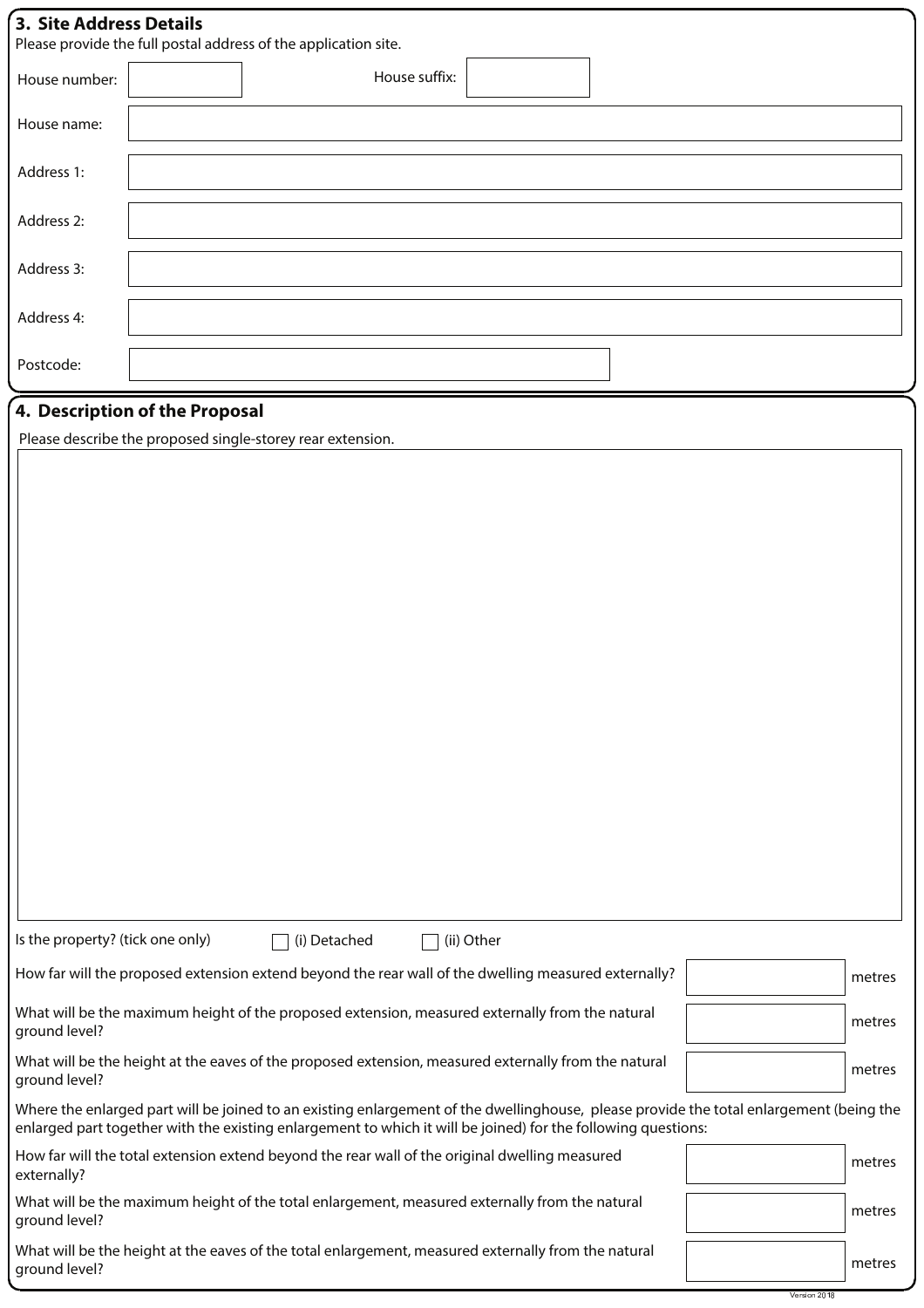## 3. Site Address Details

Please provide the full postal address of the application site.

| | |
|---|---|
| House number: | |
| House suffix: | |
| House name: | |
| Address 1: | |
| Address 2: | |
| Address 3: | |
| Address 4: | |
| Postcode: | |

## 4. Description of the Proposal

Please describe the proposed single-storey rear extension.

Is the property? (tick one only) ☐ (i) Detached ☐ (ii) Other

| | | |
|---|---|---|
| How far will the proposed extension extend beyond the rear wall of the dwelling measured externally? | | metres |
| What will be the maximum height of the proposed extension, measured externally from the natural ground level? | | metres |
| What will be the height at the eaves of the proposed extension, measured externally from the natural ground level? | | metres |

Where the enlarged part will be joined to an existing enlargement of the dwellinghouse, please provide the total enlargement (being the enlarged part together with the existing enlargement to which it will be joined) for the following questions:

| | | |
|---|---|---|
| How far will the total extension extend beyond the rear wall of the original dwelling measured externally? | | metres |
| What will be the maximum height of the total enlargement, measured externally from the natural ground level? | | metres |
| What will be the height at the eaves of the total enlargement, measured externally from the natural ground level? | | metres |

Version 2018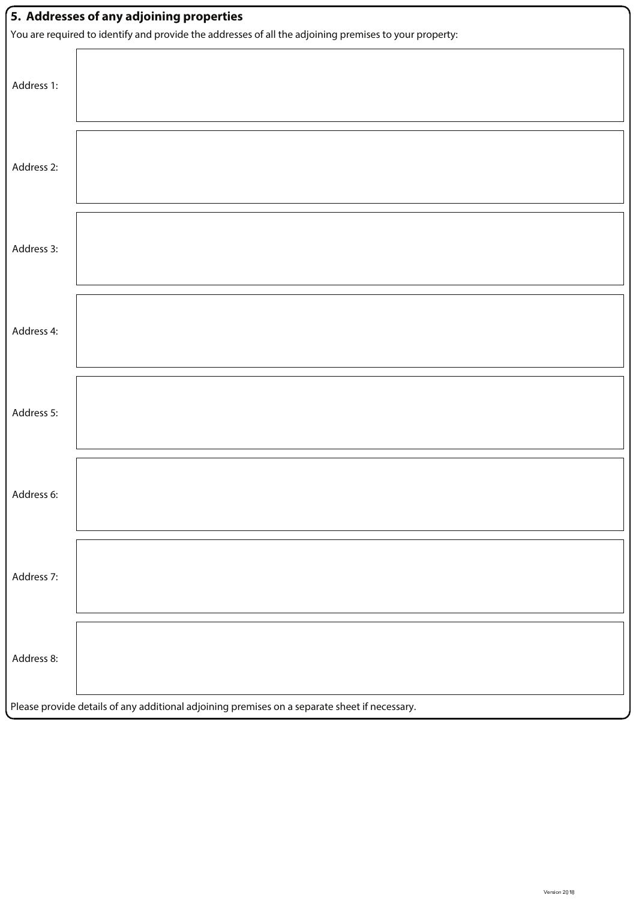## 5. Addresses of any adjoining properties

You are required to identify and provide the addresses of all the adjoining premises to your property:

Address 1:

Address 2:

Address 3:

Address 4:

Address 5:

Address 6:

Address 7:

Address 8:

Please provide details of any additional adjoining premises on a separate sheet if necessary.

Version 2018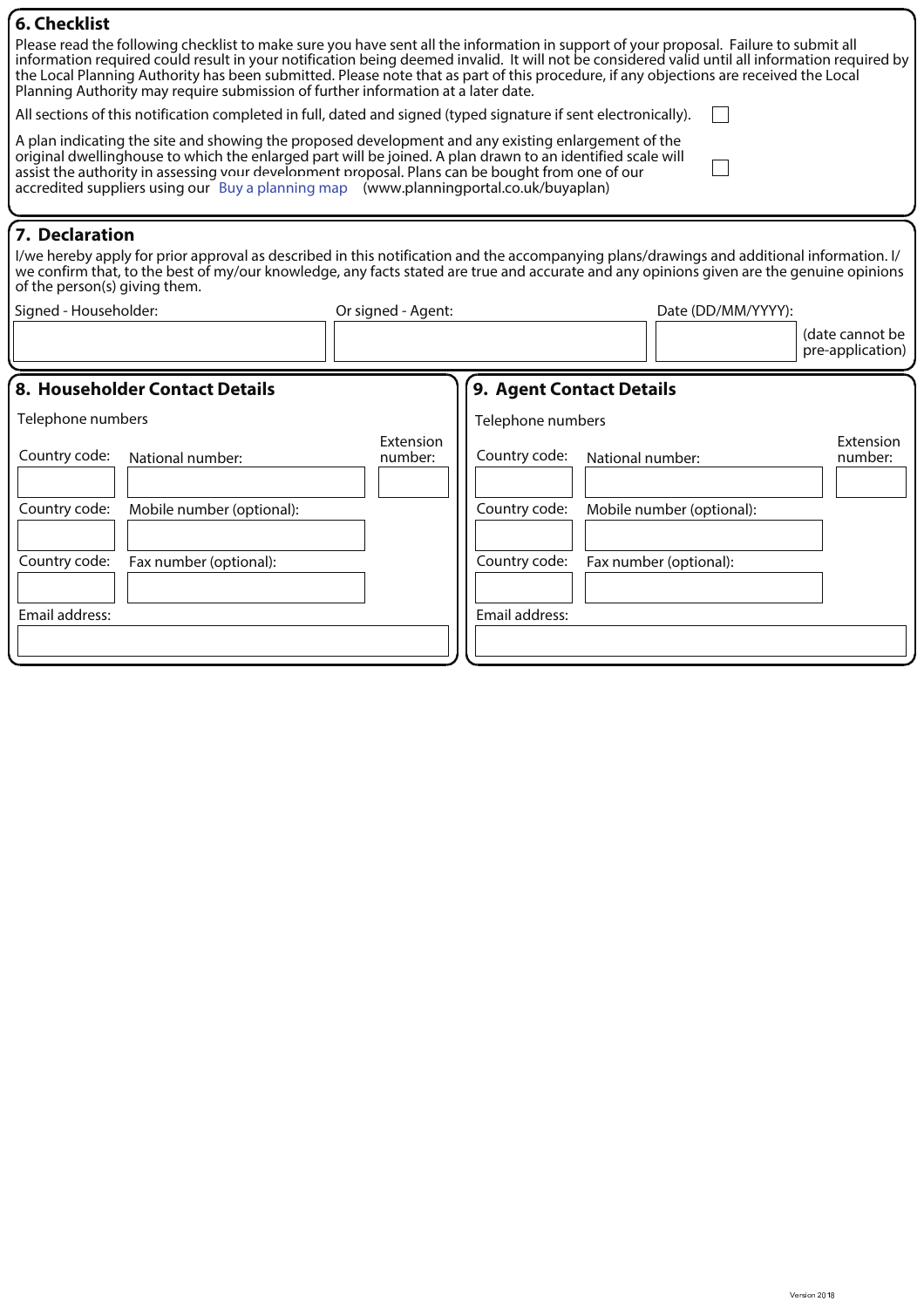## 6. Checklist

Please read the following checklist to make sure you have sent all the information in support of your proposal. Failure to submit all information required could result in your notification being deemed invalid. It will not be considered valid until all information required by the Local Planning Authority has been submitted. Please note that as part of this procedure, if any objections are received the Local Planning Authority may require submission of further information at a later date.

All sections of this notification completed in full, dated and signed (typed signature if sent electronically). ☐

A plan indicating the site and showing the proposed development and any existing enlargement of the original dwellinghouse to which the enlarged part will be joined. A plan drawn to an identified scale will assist the authority in assessing your development proposal. Plans can be bought from one of our accredited suppliers using our Buy a planning map (www.planningportal.co.uk/buyaplan) ☐

## 7. Declaration

I/we hereby apply for prior approval as described in this notification and the accompanying plans/drawings and additional information. I/we confirm that, to the best of my/our knowledge, any facts stated are true and accurate and any opinions given are the genuine opinions of the person(s) giving them.

| Signed - Householder: | Or signed - Agent: | Date (DD/MM/YYYY): (date cannot be pre-application) |
|---|---|---|
| | | |

## 8. Householder Contact Details

Telephone numbers

| Country code: | National number: | Extension number: |
|---|---|---|
| | | |

| Country code: | Mobile number (optional): |
|---|---|
| | |

| Country code: | Fax number (optional): |
|---|---|
| | |

Email address:

## 9. Agent Contact Details

Telephone numbers

| Country code: | National number: | Extension number: |
|---|---|---|
| | | |

| Country code: | Mobile number (optional): |
|---|---|
| | |

| Country code: | Fax number (optional): |
|---|---|
| | |

Email address:

Version 2018